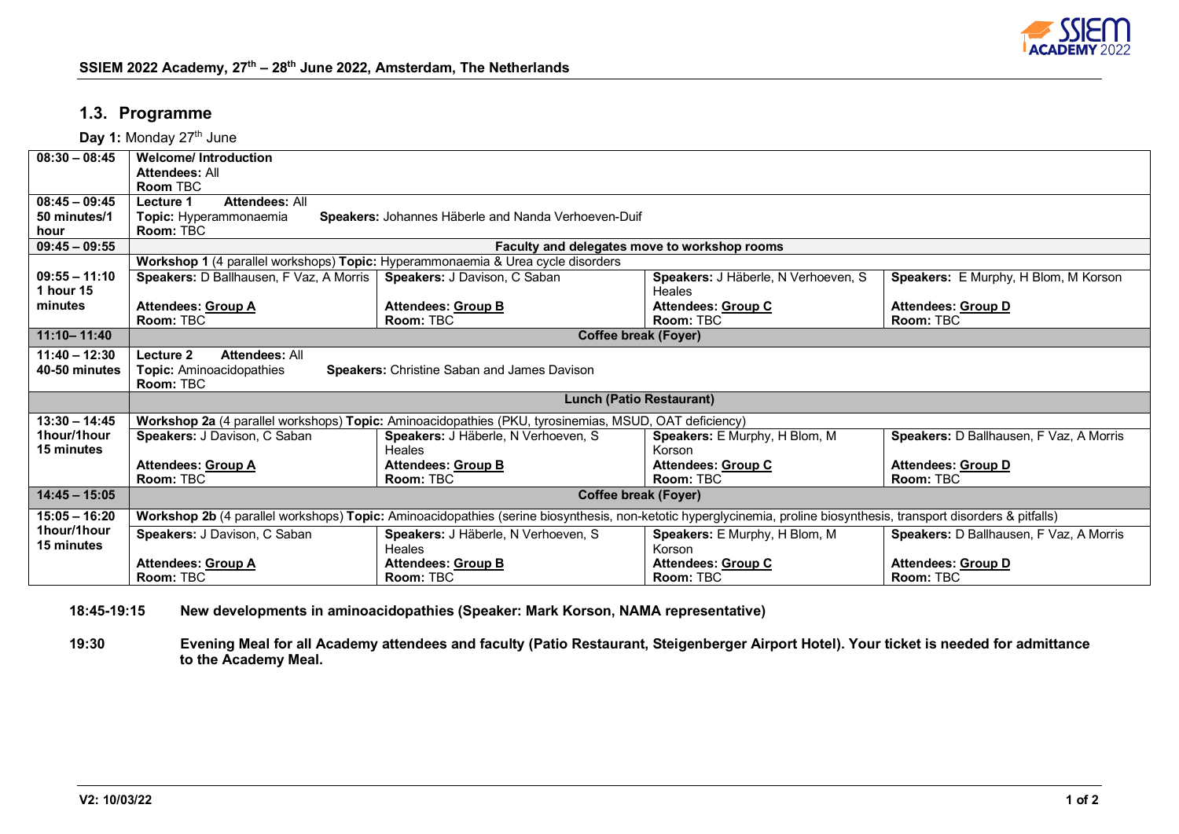## 1.3. Programme

**Day 1:** Monday 27th June

| | | | | |
|---|---|---|---|---|
| **08:30 – 08:45** | **Welcome/ Introduction**<br>**Attendees:** All<br>**Room** TBC | | | |
| **08:45 – 09:45**<br>**50 minutes/1 hour** | **Lecture 1** **Attendees:** All<br>**Topic:** Hyperammonaemia **Speakers:** Johannes Häberle and Nanda Verhoeven-Duif<br>**Room:** TBC | | | |
| **09:45 – 09:55** | **Faculty and delegates move to workshop rooms** | | | |
| | **Workshop 1** (4 parallel workshops) **Topic:** Hyperammonaemia & Urea cycle disorders | | | |
| **09:55 – 11:10**<br>**1 hour 15 minutes** | **Speakers:** D Ballhausen, F Vaz, A Morris<br>**Attendees: Group A**<br>**Room:** TBC | **Speakers:** J Davison, C Saban<br>**Attendees: Group B**<br>**Room:** TBC | **Speakers:** J Häberle, N Verhoeven, S Heales<br>**Attendees: Group C**<br>**Room:** TBC | **Speakers:** E Murphy, H Blom, M Korson<br>**Attendees: Group D**<br>**Room:** TBC |
| **11:10– 11:40** | **Coffee break (Foyer)** | | | |
| **11:40 – 12:30**<br>**40-50 minutes** | **Lecture 2** **Attendees:** All<br>**Topic:** Aminoacidopathies **Speakers:** Christine Saban and James Davison<br>**Room:** TBC | | | |
| | **Lunch (Patio Restaurant)** | | | |
| **13:30 – 14:45**<br>**1hour/1hour 15 minutes** | **Workshop 2a** (4 parallel workshops) **Topic:** Aminoacidopathies (PKU, tyrosinemias, MSUD, OAT deficiency) | | | |
| | **Speakers:** J Davison, C Saban<br>**Attendees: Group A**<br>**Room:** TBC | **Speakers:** J Häberle, N Verhoeven, S Heales<br>**Attendees: Group B**<br>**Room:** TBC | **Speakers:** E Murphy, H Blom, M Korson<br>**Attendees: Group C**<br>**Room:** TBC | **Speakers:** D Ballhausen, F Vaz, A Morris<br>**Attendees: Group D**<br>**Room:** TBC |
| **14:45 – 15:05** | **Coffee break (Foyer)** | | | |
| **15:05 – 16:20**<br>**1hour/1hour 15 minutes** | **Workshop 2b** (4 parallel workshops) **Topic:** Aminoacidopathies (serine biosynthesis, non-ketotic hyperglycinemia, proline biosynthesis, transport disorders & pitfalls) | | | |
| | **Speakers:** J Davison, C Saban<br>**Attendees: Group A**<br>**Room:** TBC | **Speakers:** J Häberle, N Verhoeven, S Heales<br>**Attendees: Group B**<br>**Room:** TBC | **Speakers:** E Murphy, H Blom, M Korson<br>**Attendees: Group C**<br>**Room:** TBC | **Speakers:** D Ballhausen, F Vaz, A Morris<br>**Attendees: Group D**<br>**Room:** TBC |

**18:45-19:15** **New developments in aminoacidopathies (Speaker: Mark Korson, NAMA representative)**

**19:30** **Evening Meal for all Academy attendees and faculty (Patio Restaurant, Steigenberger Airport Hotel). Your ticket is needed for admittance to the Academy Meal.**

**V2: 10/03/22**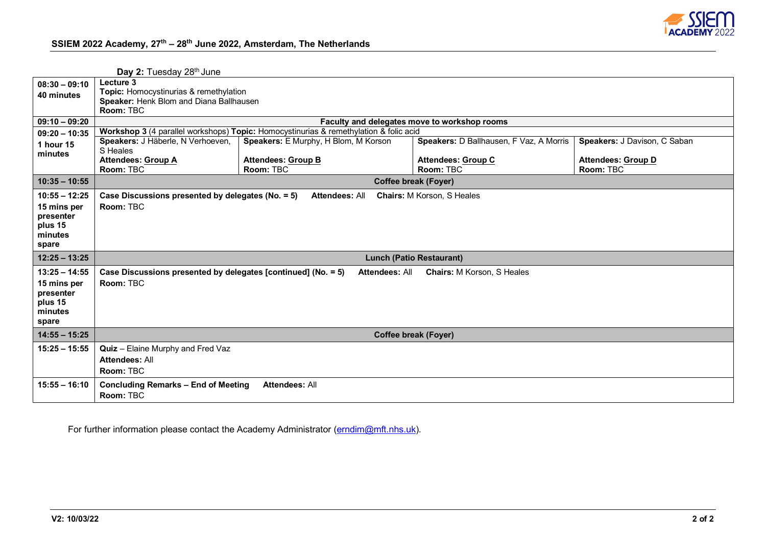## SSIEM 2022 Academy, 27th – 28th June 2022, Amsterdam, The Netherlands

**Day 2:** Tuesday 28th June

| | | | | |
|---|---|---|---|---|
| **08:30 – 09:10**<br>**40 minutes** | **Lecture 3**<br>**Topic:** Homocystinurias & remethylation<br>**Speaker:** Henk Blom and Diana Ballhausen<br>**Room:** TBC | | | |
| **09:10 – 09:20** | **Faculty and delegates move to workshop rooms** | | | |
| **09:20 – 10:35**<br>**1 hour 15 minutes** | **Workshop 3** (4 parallel workshops) **Topic:** Homocystinurias & remethylation & folic acid | | | |
| | **Speakers:** J Häberle, N Verhoeven, S Heales<br>**Attendees: Group A**<br>**Room:** TBC | **Speakers:** E Murphy, H Blom, M Korson<br>**Attendees: Group B**<br>**Room:** TBC | **Speakers:** D Ballhausen, F Vaz, A Morris<br>**Attendees: Group C**<br>**Room:** TBC | **Speakers:** J Davison, C Saban<br>**Attendees: Group D**<br>**Room:** TBC |
| **10:35 – 10:55** | **Coffee break (Foyer)** | | | |
| **10:55 – 12:25**<br>**15 mins per presenter plus 15 minutes spare** | **Case Discussions presented by delegates (No. = 5)** **Attendees:** All **Chairs:** M Korson, S Heales<br>**Room:** TBC | | | |
| **12:25 – 13:25** | **Lunch (Patio Restaurant)** | | | |
| **13:25 – 14:55**<br>**15 mins per presenter plus 15 minutes spare** | **Case Discussions presented by delegates [continued] (No. = 5)** **Attendees:** All **Chairs:** M Korson, S Heales<br>**Room:** TBC | | | |
| **14:55 – 15:25** | **Coffee break (Foyer)** | | | |
| **15:25 – 15:55** | **Quiz** – Elaine Murphy and Fred Vaz<br>**Attendees:** All<br>**Room:** TBC | | | |
| **15:55 – 16:10** | **Concluding Remarks – End of Meeting** **Attendees:** All<br>**Room:** TBC | | | |

For further information please contact the Academy Administrator (erndim@mft.nhs.uk).

**V2: 10/03/22**